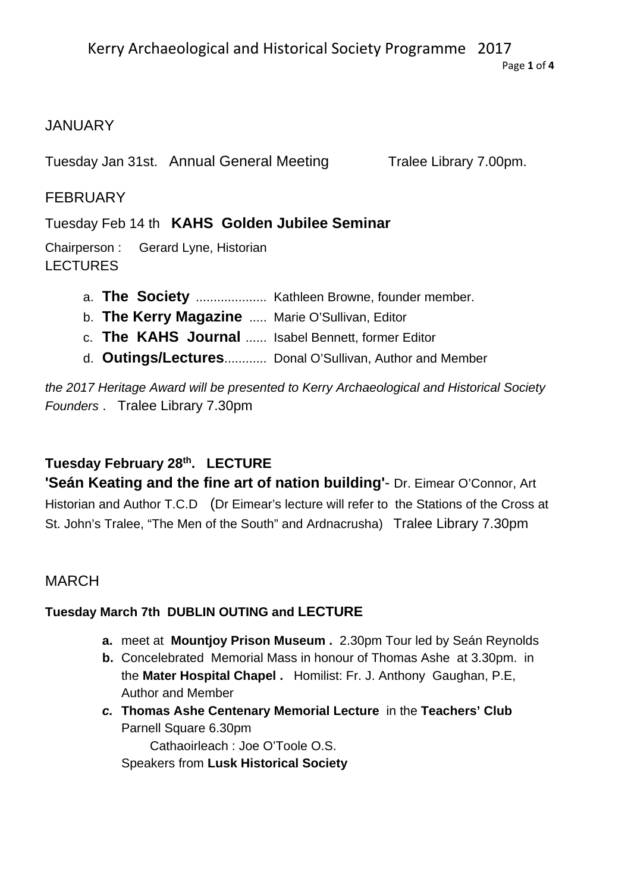# Kerry Archaeological and Historical Society Programme 2017

## JANUARY

Tuesday Jan 31st. Annual General Meeting Tralee Library 7.00pm.

## FEBRUARY

Tuesday Feb 14 th **KAHS Golden Jubilee Seminar**

Chairperson : Gerard Lyne, Historian
LECTURES

a. **The Society** .................... Kathleen Browne, founder member.
b. **The Kerry Magazine** ..... Marie O'Sullivan, Editor
c. **The KAHS Journal** ...... Isabel Bennett, former Editor
d. **Outings/Lectures**............ Donal O'Sullivan, Author and Member

*the 2017 Heritage Award will be presented to Kerry Archaeological and Historical Society Founders* . Tralee Library 7.30pm

**Tuesday February 28th. LECTURE**
**'Seán Keating and the fine art of nation building'**- Dr. Eimear O'Connor, Art Historian and Author T.C.D (Dr Eimear's lecture will refer to the Stations of the Cross at St. John's Tralee, "The Men of the South" and Ardnacrusha) Tralee Library 7.30pm

## MARCH

**Tuesday March 7th DUBLIN OUTING and LECTURE**

a. meet at **Mountjoy Prison Museum .** 2.30pm Tour led by Seán Reynolds
b. Concelebrated Memorial Mass in honour of Thomas Ashe at 3.30pm. in the **Mater Hospital Chapel .** Homilist: Fr. J. Anthony Gaughan, P.E, Author and Member
c. **Thomas Ashe Centenary Memorial Lecture** in the **Teachers' Club** Parnell Square 6.30pm
   Cathaoirleach : Joe O'Toole O.S.
   Speakers from **Lusk Historical Society**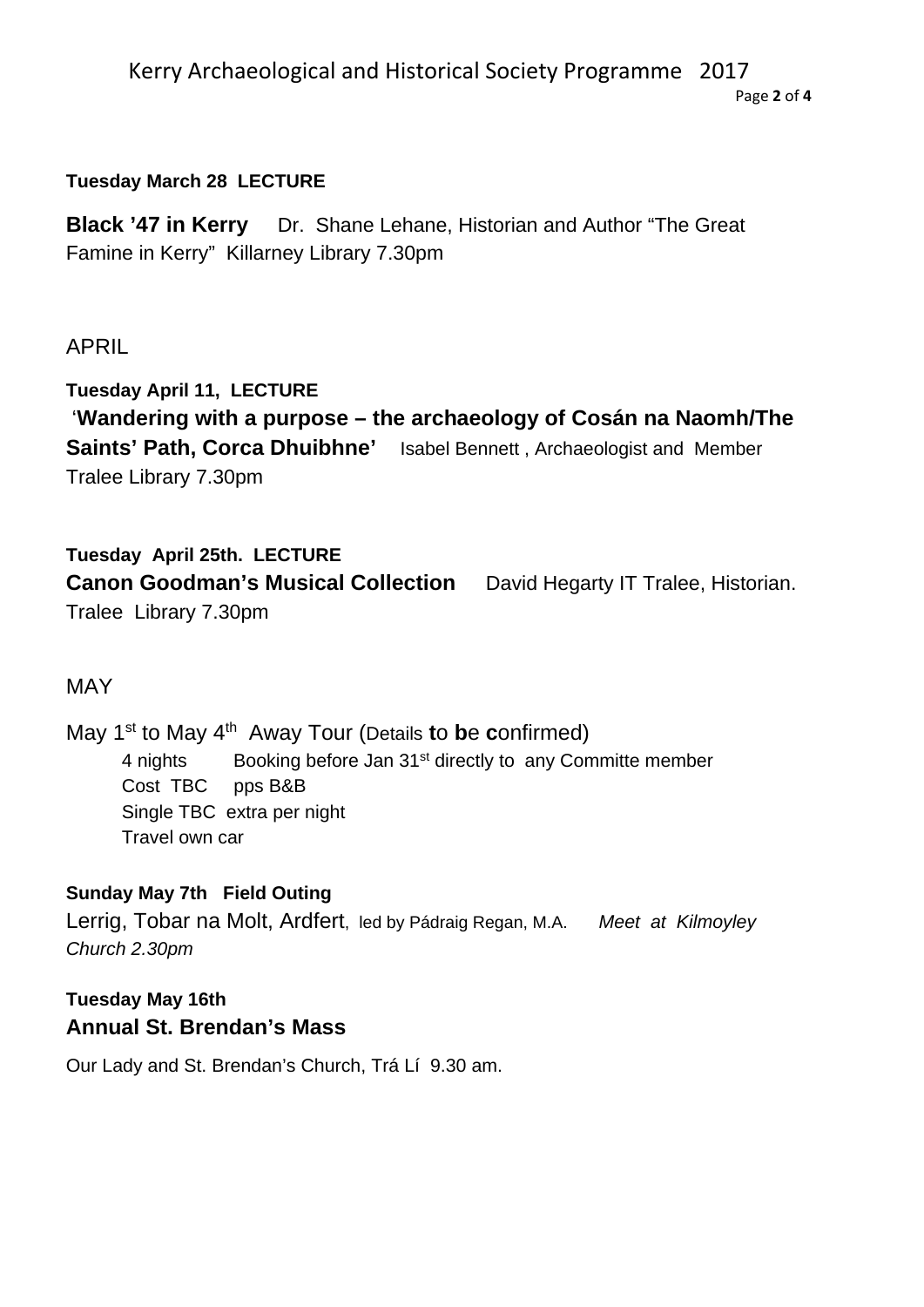**Tuesday March 28 LECTURE**

**Black '47 in Kerry** Dr. Shane Lehane, Historian and Author "The Great Famine in Kerry" Killarney Library 7.30pm

## APRIL

**Tuesday April 11, LECTURE**

'**Wandering with a purpose – the archaeology of Cosán na Naomh/The Saints' Path, Corca Dhuibhne'** Isabel Bennett , Archaeologist and Member Tralee Library 7.30pm

**Tuesday April 25th. LECTURE**

**Canon Goodman's Musical Collection** David Hegarty IT Tralee, Historian. Tralee Library 7.30pm

## MAY

May 1st to May 4th Away Tour (Details to be confirmed)

- 4 nights Booking before Jan 31st directly to any Committe member
- Cost TBC pps B&B
- Single TBC extra per night
- Travel own car

**Sunday May 7th Field Outing**

Lerrig, Tobar na Molt, Ardfert, led by Pádraig Regan, M.A. *Meet at Kilmoyley Church 2.30pm*

**Tuesday May 16th**

**Annual St. Brendan's Mass**

Our Lady and St. Brendan's Church, Trá Lí 9.30 am.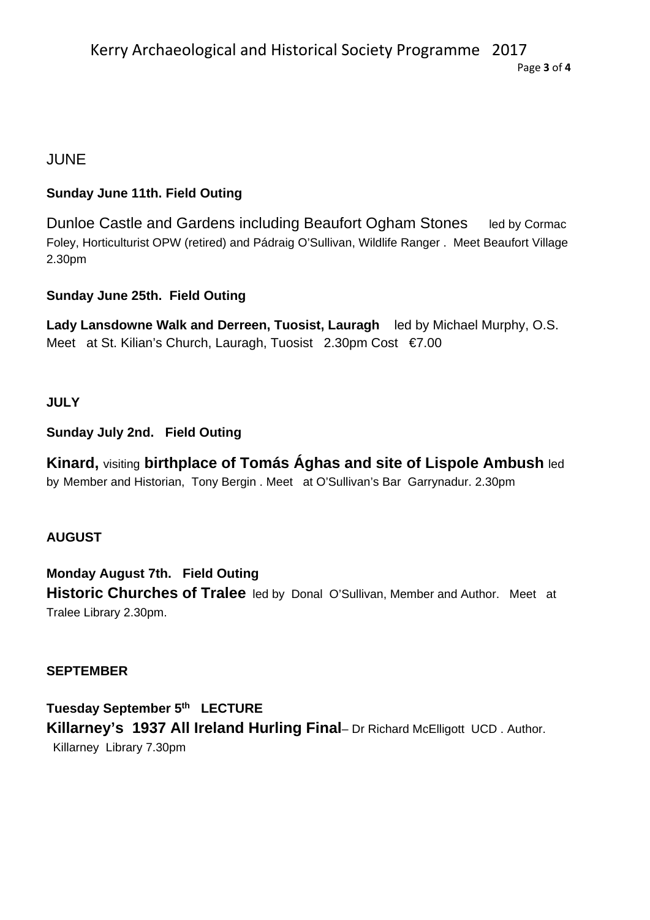## JUNE

**Sunday June 11th. Field Outing**

Dunloe Castle and Gardens including Beaufort Ogham Stones led by Cormac Foley, Horticulturist OPW (retired) and Pádraig O'Sullivan, Wildlife Ranger . Meet Beaufort Village 2.30pm

**Sunday June 25th. Field Outing**

**Lady Lansdowne Walk and Derreen, Tuosist, Lauragh** led by Michael Murphy, O.S. Meet at St. Kilian's Church, Lauragh, Tuosist 2.30pm Cost €7.00

## JULY

**Sunday July 2nd. Field Outing**

**Kinard,** visiting **birthplace of Tomás Ághas and site of Lispole Ambush** led by Member and Historian, Tony Bergin . Meet at O'Sullivan's Bar Garrynadur. 2.30pm

## AUGUST

**Monday August 7th. Field Outing**

**Historic Churches of Tralee** led by Donal O'Sullivan, Member and Author. Meet at Tralee Library 2.30pm.

## SEPTEMBER

**Tuesday September 5th LECTURE**

**Killarney's 1937 All Ireland Hurling Final**– Dr Richard McElligott UCD . Author. Killarney Library 7.30pm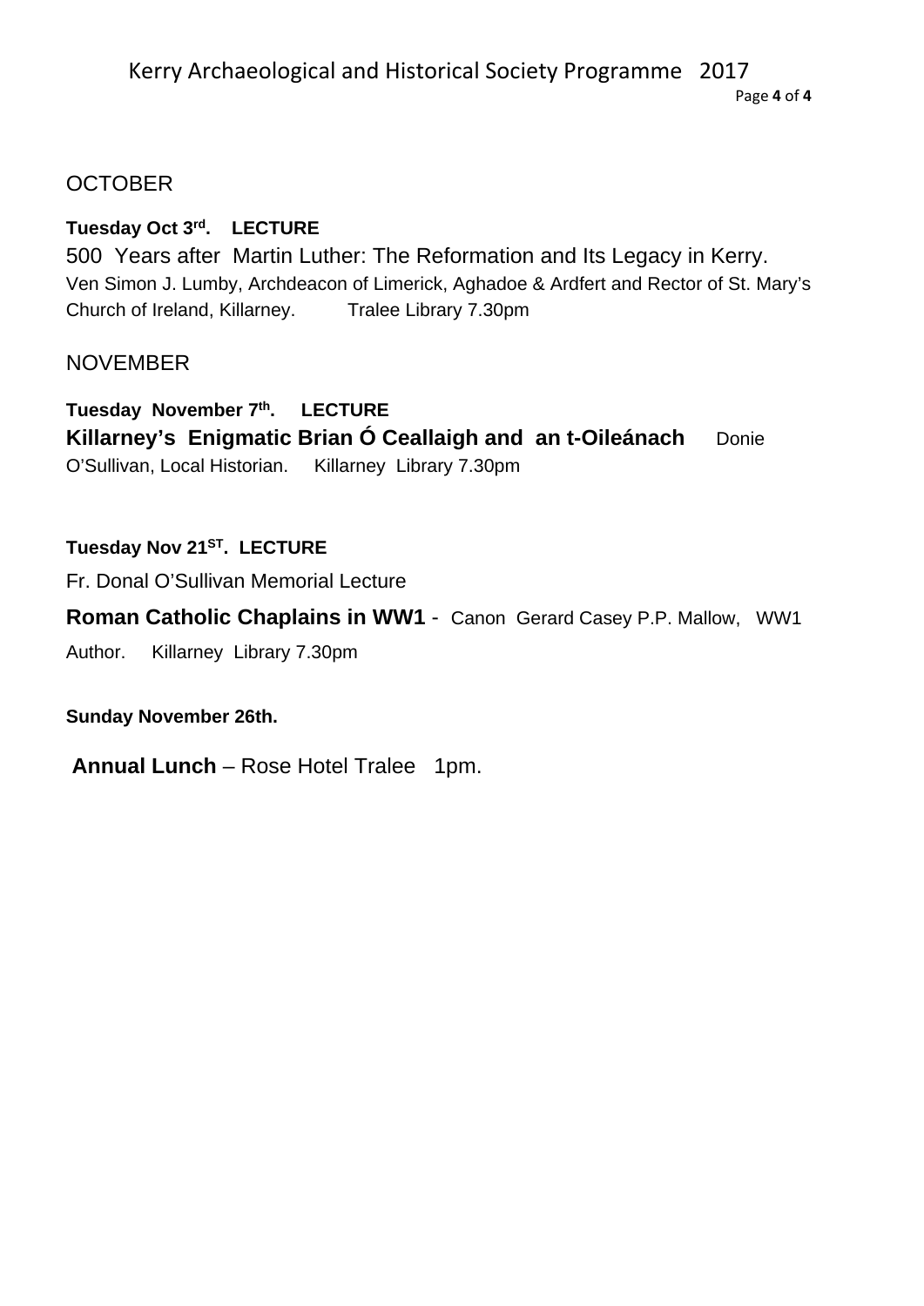## OCTOBER

**Tuesday Oct 3rd. LECTURE**

500 Years after Martin Luther: The Reformation and Its Legacy in Kerry.
Ven Simon J. Lumby, Archdeacon of Limerick, Aghadoe & Ardfert and Rector of St. Mary's Church of Ireland, Killarney. Tralee Library 7.30pm

## NOVEMBER

**Tuesday November 7th. LECTURE**

**Killarney's Enigmatic Brian Ó Ceallaigh and an t-Oileánach** Donie O'Sullivan, Local Historian. Killarney Library 7.30pm

**Tuesday Nov 21ST. LECTURE**

Fr. Donal O'Sullivan Memorial Lecture

**Roman Catholic Chaplains in WW1** - Canon Gerard Casey P.P. Mallow, WW1 Author. Killarney Library 7.30pm

**Sunday November 26th.**

**Annual Lunch** – Rose Hotel Tralee 1pm.